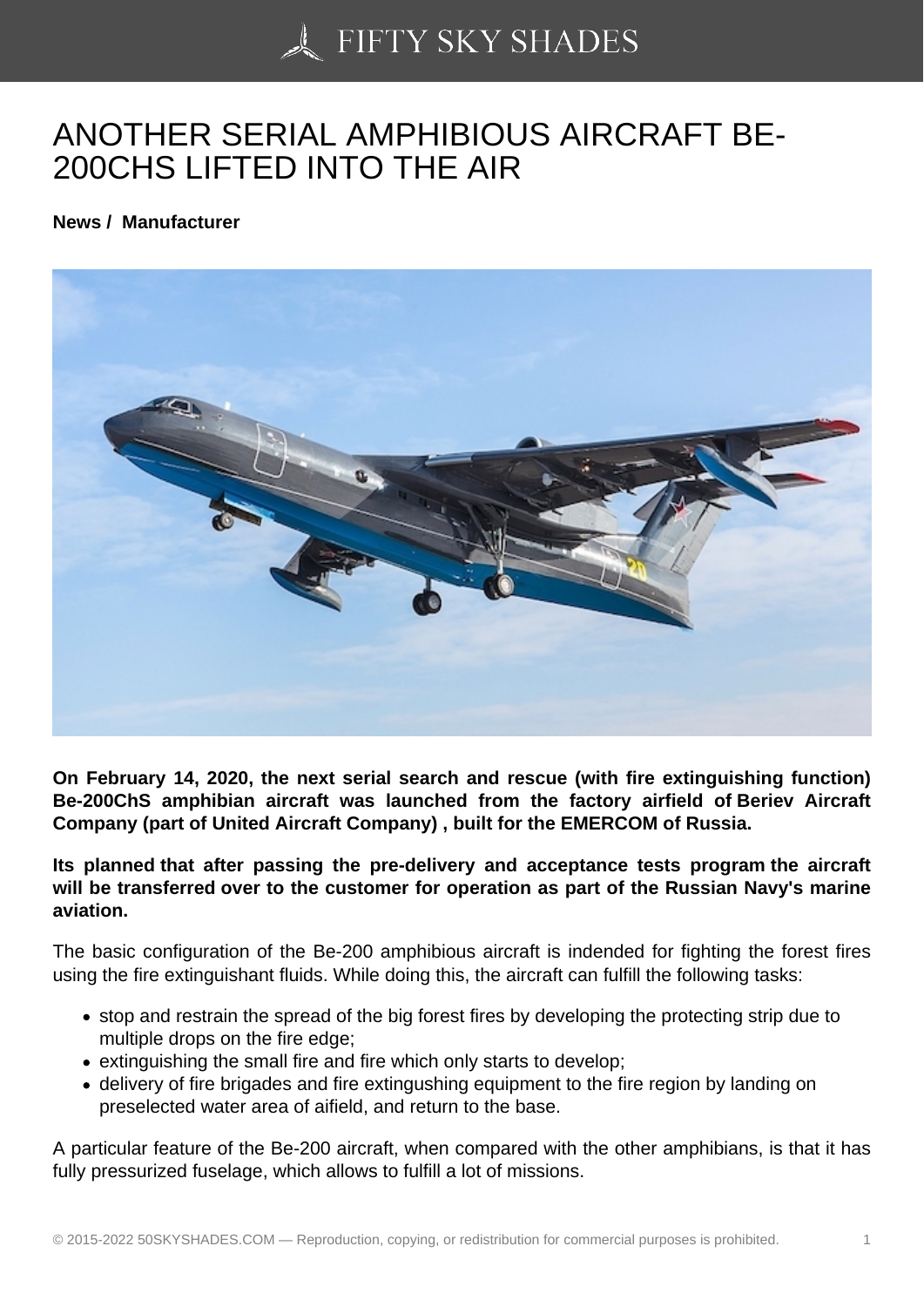# ANOTHER SERIAL AMPHIBIOUS AIRCRAFT BE-200CHS LIFTED INTO THE AIR

**News / Manufacturer**

**On February 14, 2020, the next serial search and rescue (with fire extinguishing function) Be-200ChS amphibian aircraft was launched from the factory airfield of Beriev Aircraft Company (part of United Aircraft Company) , built for the EMERCOM of Russia.**

**Its planned that after passing the pre-delivery and acceptance tests program the aircraft will be transferred over to the customer for operation as part of the Russian Navy's marine aviation.**

The basic configuration of the Be-200 amphibious aircraft is indended for fighting the forest fires using the fire extinguishant fluids. While doing this, the aircraft can fulfill the following tasks:

- stop and restrain the spread of the big forest fires by developing the protecting strip due to multiple drops on the fire edge;
- extinguishing the small fire and fire which only starts to develop;
- delivery of fire brigades and fire extingushing equipment to the fire region by landing on preselected water area of aifield, and return to the base.

A particular feature of the Be-200 aircraft, when compared with the other amphibians, is that it has fully pressurized fuselage, which allows to fulfill a lot of missions.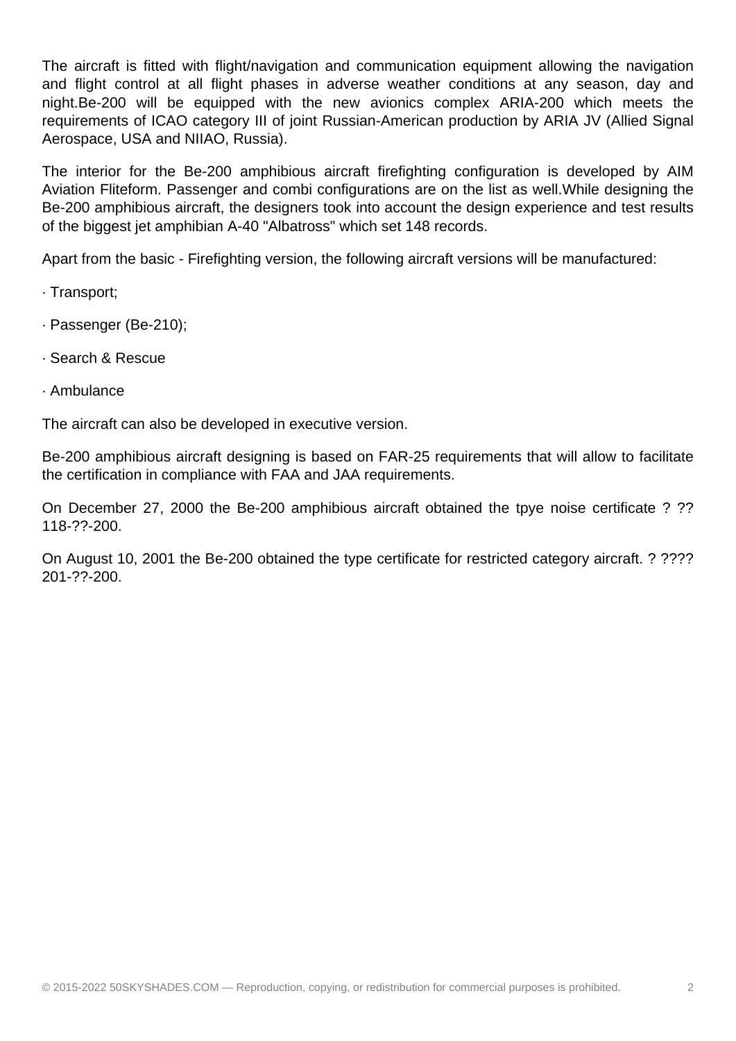The aircraft is fitted with flight/navigation and communication equipment allowing the navigation and flight control at all flight phases in adverse weather conditions at any season, day and night.Be-200 will be equipped with the new avionics complex ARIA-200 which meets the requirements of ICAO category III of joint Russian-American production by ARIA JV (Allied Signal Aerospace, USA and NIIAO, Russia).

The interior for the Be-200 amphibious aircraft firefighting configuration is developed by AIM Aviation Fliteform. Passenger and combi configurations are on the list as well.While designing the Be-200 amphibious aircraft, the designers took into account the design experience and test results of the biggest jet amphibian A-40 "Albatross" which set 148 records.

Apart from the basic - Firefighting version, the following aircraft versions will be manufactured:

· Transport;

· Passenger (Be-210);

· Search & Rescue

· Ambulance

The aircraft can also be developed in executive version.

Be-200 amphibious aircraft designing is based on FAR-25 requirements that will allow to facilitate the certification in compliance with FAA and JAA requirements.

On December 27, 2000 the Be-200 amphibious aircraft obtained the tpye noise certificate ? ?? 118-??-200.

On August 10, 2001 the Be-200 obtained the type certificate for restricted category aircraft. ? ???? 201-??-200.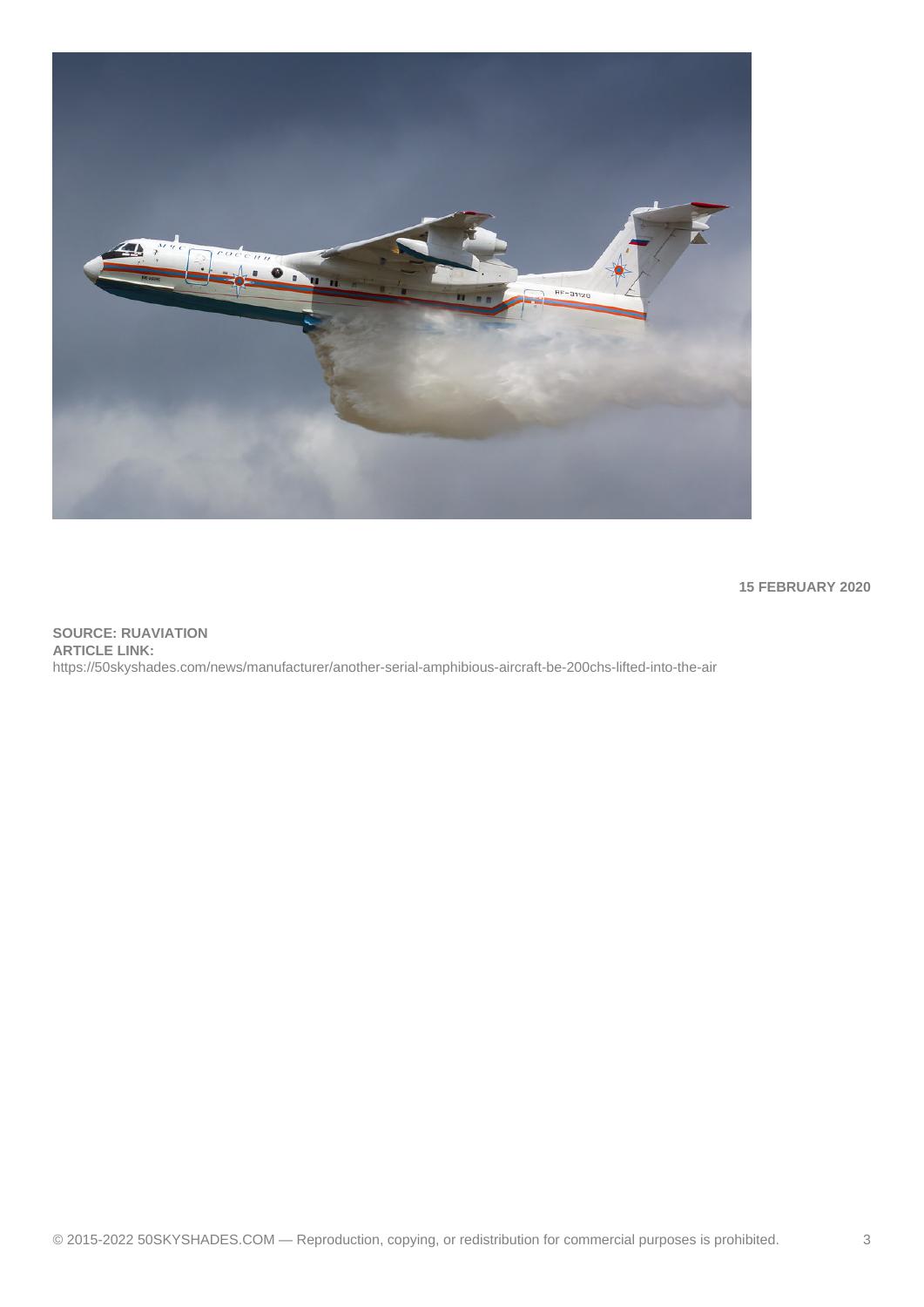**15 FEBRUARY 2020**

**SOURCE: RUAVIATION**
**ARTICLE LINK:**
https://50skyshades.com/news/manufacturer/another-serial-amphibious-aircraft-be-200chs-lifted-into-the-air